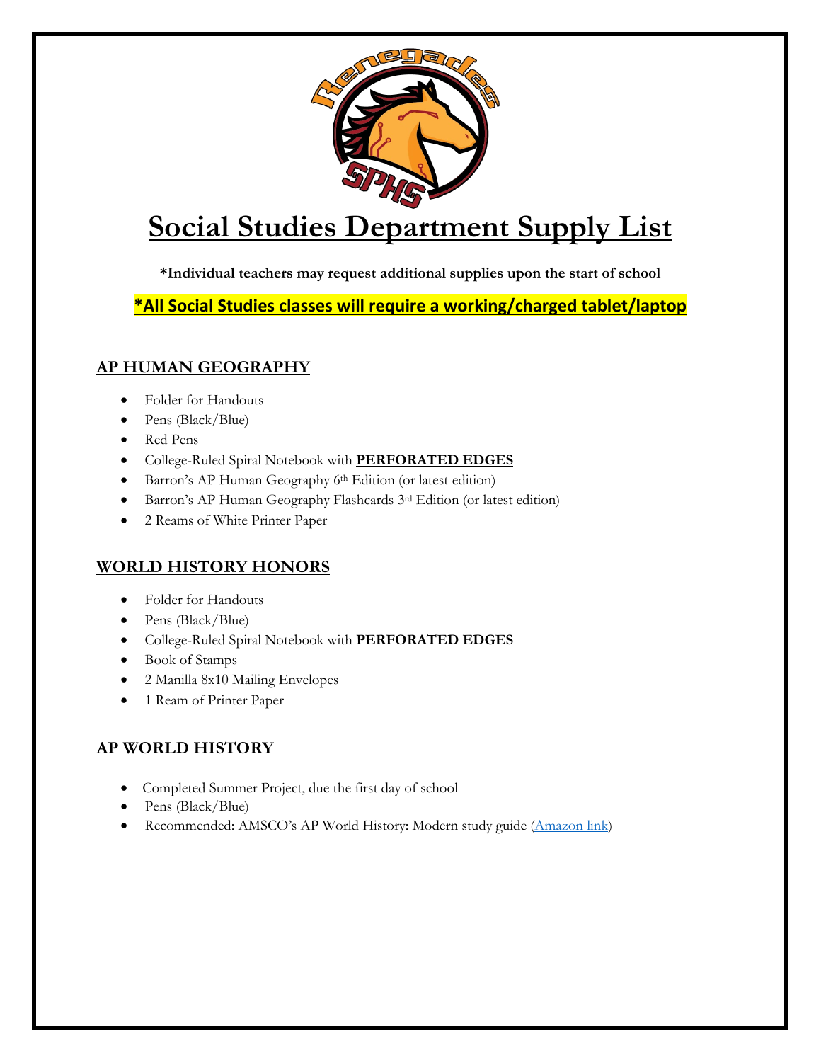# Social Studies Department Supply List

**\*Individual teachers may request additional supplies upon the start of school**

**\*All Social Studies classes will require a working/charged tablet/laptop**

## AP HUMAN GEOGRAPHY

- Folder for Handouts
- Pens (Black/Blue)
- Red Pens
- College-Ruled Spiral Notebook with **PERFORATED EDGES**
- Barron's AP Human Geography 6th Edition (or latest edition)
- Barron's AP Human Geography Flashcards 3rd Edition (or latest edition)
- 2 Reams of White Printer Paper

## WORLD HISTORY HONORS

- Folder for Handouts
- Pens (Black/Blue)
- College-Ruled Spiral Notebook with **PERFORATED EDGES**
- Book of Stamps
- 2 Manilla 8x10 Mailing Envelopes
- 1 Ream of Printer Paper

## AP WORLD HISTORY

- Completed Summer Project, due the first day of school
- Pens (Black/Blue)
- Recommended: AMSCO's AP World History: Modern study guide (Amazon link)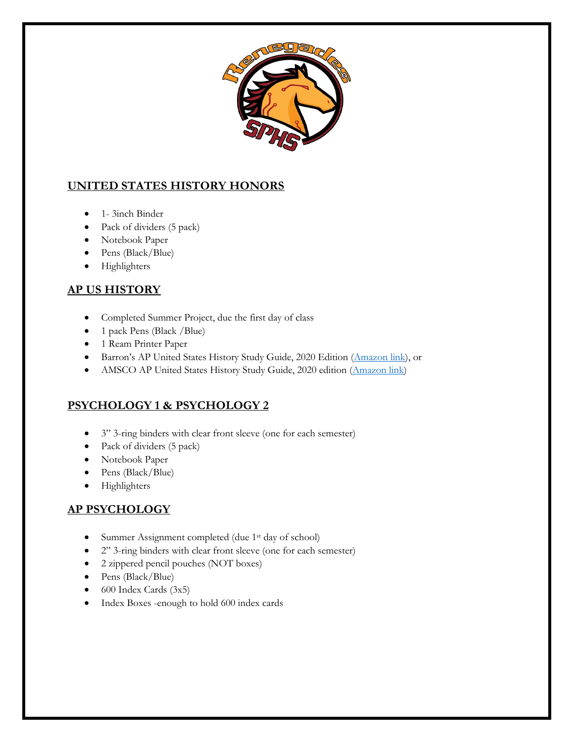## UNITED STATES HISTORY HONORS

- 1- 3inch Binder
- Pack of dividers (5 pack)
- Notebook Paper
- Pens (Black/Blue)
- Highlighters

## AP US HISTORY

- Completed Summer Project, due the first day of class
- 1 pack Pens (Black /Blue)
- 1 Ream Printer Paper
- Barron's AP United States History Study Guide, 2020 Edition (Amazon link), or
- AMSCO AP United States History Study Guide, 2020 edition (Amazon link)

## PSYCHOLOGY 1 & PSYCHOLOGY 2

- 3" 3-ring binders with clear front sleeve (one for each semester)
- Pack of dividers (5 pack)
- Notebook Paper
- Pens (Black/Blue)
- Highlighters

## AP PSYCHOLOGY

- Summer Assignment completed (due 1st day of school)
- 2" 3-ring binders with clear front sleeve (one for each semester)
- 2 zippered pencil pouches (NOT boxes)
- Pens (Black/Blue)
- 600 Index Cards (3x5)
- Index Boxes -enough to hold 600 index cards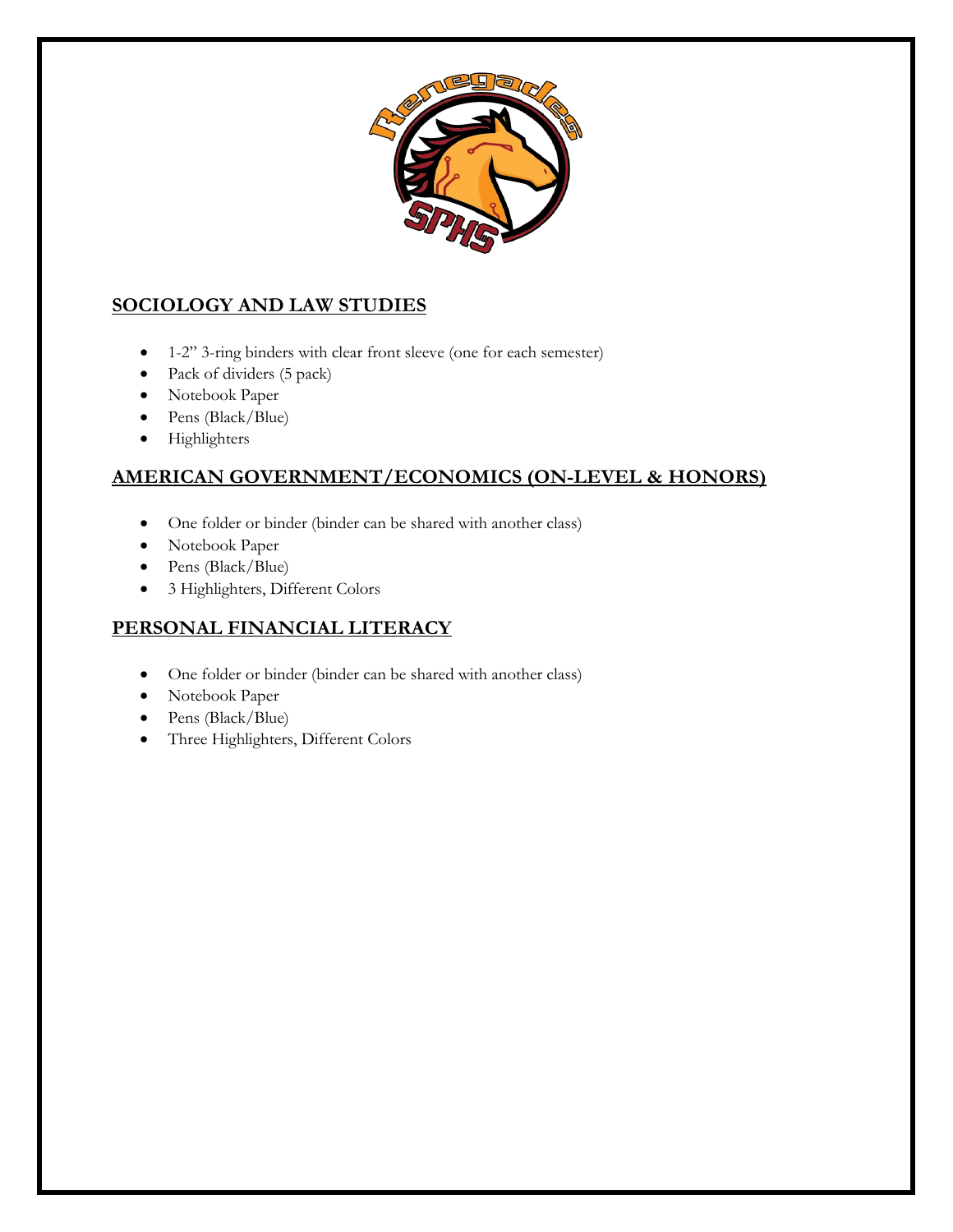## SOCIOLOGY AND LAW STUDIES

- 1-2" 3-ring binders with clear front sleeve (one for each semester)
- Pack of dividers (5 pack)
- Notebook Paper
- Pens (Black/Blue)
- Highlighters

## AMERICAN GOVERNMENT/ECONOMICS (ON-LEVEL & HONORS)

- One folder or binder (binder can be shared with another class)
- Notebook Paper
- Pens (Black/Blue)
- 3 Highlighters, Different Colors

## PERSONAL FINANCIAL LITERACY

- One folder or binder (binder can be shared with another class)
- Notebook Paper
- Pens (Black/Blue)
- Three Highlighters, Different Colors